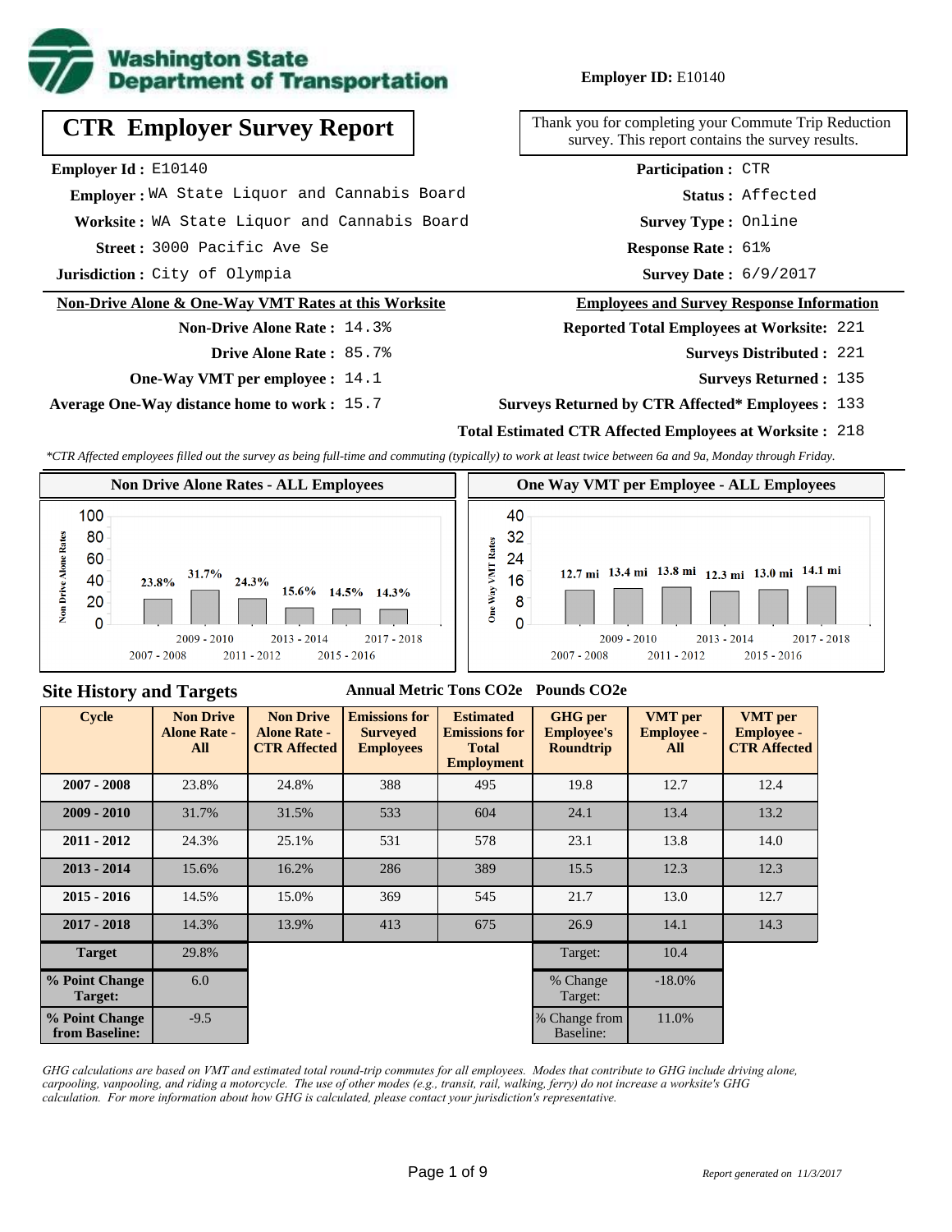**Washington State Department of Transportation**

**Employer ID:** E10140

# CTR Employer Survey Report

Thank you for completing your Commute Trip Reduction survey. This report contains the survey results.

**Employer Id :** E10140
**Employer :** WA State Liquor and Cannabis Board
**Worksite :** WA State Liquor and Cannabis Board
**Street :** 3000 Pacific Ave Se
**Jurisdiction :** City of Olympia

**Participation :** CTR
**Status :** Affected
**Survey Type :** Online
**Response Rate :** 61%
**Survey Date :** 6/9/2017

## Non-Drive Alone & One-Way VMT Rates at this Worksite

**Non-Drive Alone Rate :** 14.3%
**Drive Alone Rate :** 85.7%
**One-Way VMT per employee :** 14.1
**Average One-Way distance home to work :** 15.7

## Employees and Survey Response Information

**Reported Total Employees at Worksite:** 221
**Surveys Distributed :** 221
**Surveys Returned :** 135
**Surveys Returned by CTR Affected* Employees :** 133
**Total Estimated CTR Affected Employees at Worksite :** 218

*\*CTR Affected employees filled out the survey as being full-time and commuting (typically) to work at least twice between 6a and 9a, Monday through Friday.*

### Non Drive Alone Rates - ALL Employees

| Cycle | Non Drive Alone Rate |
|---|---|
| 2007 - 2008 | 23.8% |
| 2009 - 2010 | 31.7% |
| 2011 - 2012 | 24.3% |
| 2013 - 2014 | 15.6% |
| 2015 - 2016 | 14.5% |
| 2017 - 2018 | 14.3% |

### One Way VMT per Employee - ALL Employees

| Cycle | One Way VMT |
|---|---|
| 2007 - 2008 | 12.7 mi |
| 2009 - 2010 | 13.4 mi |
| 2011 - 2012 | 13.8 mi |
| 2013 - 2014 | 12.3 mi |
| 2015 - 2016 | 13.0 mi |
| 2017 - 2018 | 14.1 mi |

## Site History and Targets

| Cycle | Non Drive Alone Rate - All | Non Drive Alone Rate - CTR Affected | Emissions for Surveyed Employees (Annual Metric Tons CO2e) | Estimated Emissions for Total Employment (Annual Metric Tons CO2e) | GHG per Employee's Roundtrip (Pounds CO2e) | VMT per Employee - All | VMT per Employee - CTR Affected |
|---|---|---|---|---|---|---|---|
| 2007 - 2008 | 23.8% | 24.8% | 388 | 495 | 19.8 | 12.7 | 12.4 |
| 2009 - 2010 | 31.7% | 31.5% | 533 | 604 | 24.1 | 13.4 | 13.2 |
| 2011 - 2012 | 24.3% | 25.1% | 531 | 578 | 23.1 | 13.8 | 14.0 |
| 2013 - 2014 | 15.6% | 16.2% | 286 | 389 | 15.5 | 12.3 | 12.3 |
| 2015 - 2016 | 14.5% | 15.0% | 369 | 545 | 21.7 | 13.0 | 12.7 |
| 2017 - 2018 | 14.3% | 13.9% | 413 | 675 | 26.9 | 14.1 | 14.3 |
| Target | 29.8% | | | | Target: | 10.4 | |
| % Point Change Target: | 6.0 | | | | % Change Target: | -18.0% | |
| % Point Change from Baseline: | -9.5 | | | | % Change from Baseline: | 11.0% | |

*GHG calculations are based on VMT and estimated total round-trip commutes for all employees. Modes that contribute to GHG include driving alone, carpooling, vanpooling, and riding a motorcycle. The use of other modes (e.g., transit, rail, walking, ferry) do not increase a worksite's GHG calculation. For more information about how GHG is calculated, please contact your jurisdiction's representative.*

*Report generated on 11/3/2017*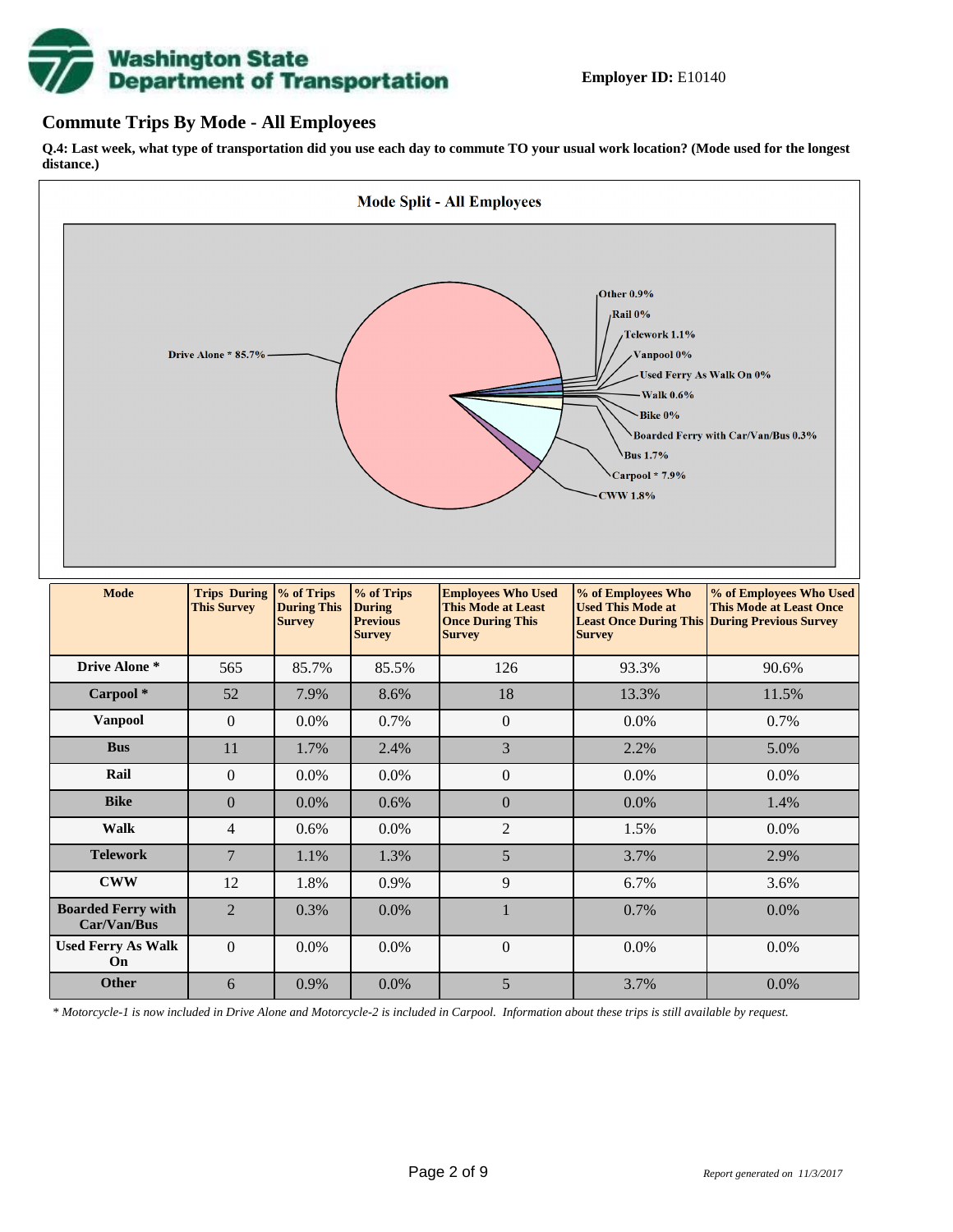**Employer ID:** E10140

## Commute Trips By Mode - All Employees

**Q.4: Last week, what type of transportation did you use each day to commute TO your usual work location? (Mode used for the longest distance.)**

**Mode Split - All Employees**

Drive Alone * 85.7%
Other 0.9%
Rail 0%
Telework 1.1%
Vanpool 0%
Used Ferry As Walk On 0%
Walk 0.6%
Bike 0%
Boarded Ferry with Car/Van/Bus 0.3%
Bus 1.7%
Carpool * 7.9%
CWW 1.8%

| Mode | Trips During This Survey | % of Trips During This Survey | % of Trips During Previous Survey | Employees Who Used This Mode at Least Once During This Survey | % of Employees Who Used This Mode at Least Once During This Survey | % of Employees Who Used This Mode at Least Once During Previous Survey |
|---|---|---|---|---|---|---|
| **Drive Alone *** | 565 | 85.7% | 85.5% | 126 | 93.3% | 90.6% |
| **Carpool *** | 52 | 7.9% | 8.6% | 18 | 13.3% | 11.5% |
| **Vanpool** | 0 | 0.0% | 0.7% | 0 | 0.0% | 0.7% |
| **Bus** | 11 | 1.7% | 2.4% | 3 | 2.2% | 5.0% |
| **Rail** | 0 | 0.0% | 0.0% | 0 | 0.0% | 0.0% |
| **Bike** | 0 | 0.0% | 0.6% | 0 | 0.0% | 1.4% |
| **Walk** | 4 | 0.6% | 0.0% | 2 | 1.5% | 0.0% |
| **Telework** | 7 | 1.1% | 1.3% | 5 | 3.7% | 2.9% |
| **CWW** | 12 | 1.8% | 0.9% | 9 | 6.7% | 3.6% |
| **Boarded Ferry with Car/Van/Bus** | 2 | 0.3% | 0.0% | 1 | 0.7% | 0.0% |
| **Used Ferry As Walk On** | 0 | 0.0% | 0.0% | 0 | 0.0% | 0.0% |
| **Other** | 6 | 0.9% | 0.0% | 5 | 3.7% | 0.0% |

*\* Motorcycle-1 is now included in Drive Alone and Motorcycle-2 is included in Carpool. Information about these trips is still available by request.*

*Report generated on 11/3/2017*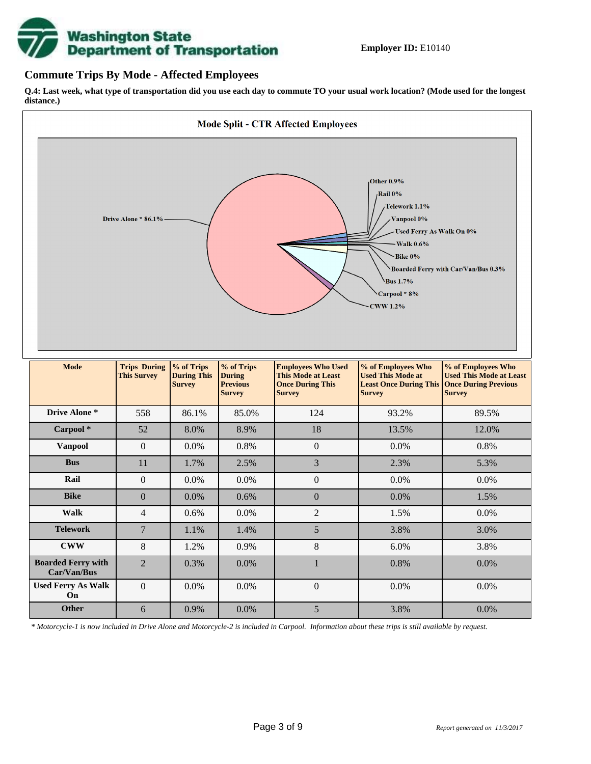**Employer ID:** E10140

## Commute Trips By Mode - Affected Employees

**Q.4: Last week, what type of transportation did you use each day to commute TO your usual work location? (Mode used for the longest distance.)**

**Mode Split - CTR Affected Employees**

Drive Alone * 86.1%
Other 0.9%
Rail 0%
Telework 1.1%
Vanpool 0%
Used Ferry As Walk On 0%
Walk 0.6%
Bike 0%
Boarded Ferry with Car/Van/Bus 0.3%
Bus 1.7%
Carpool * 8%
CWW 1.2%

| Mode | Trips During This Survey | % of Trips During This Survey | % of Trips During Previous Survey | Employees Who Used This Mode at Least Once During This Survey | % of Employees Who Used This Mode at Least Once During This Survey | % of Employees Who Used This Mode at Least Once During Previous Survey |
|---|---|---|---|---|---|---|
| **Drive Alone *** | 558 | 86.1% | 85.0% | 124 | 93.2% | 89.5% |
| **Carpool *** | 52 | 8.0% | 8.9% | 18 | 13.5% | 12.0% |
| **Vanpool** | 0 | 0.0% | 0.8% | 0 | 0.0% | 0.8% |
| **Bus** | 11 | 1.7% | 2.5% | 3 | 2.3% | 5.3% |
| **Rail** | 0 | 0.0% | 0.0% | 0 | 0.0% | 0.0% |
| **Bike** | 0 | 0.0% | 0.6% | 0 | 0.0% | 1.5% |
| **Walk** | 4 | 0.6% | 0.0% | 2 | 1.5% | 0.0% |
| **Telework** | 7 | 1.1% | 1.4% | 5 | 3.8% | 3.0% |
| **CWW** | 8 | 1.2% | 0.9% | 8 | 6.0% | 3.8% |
| **Boarded Ferry with Car/Van/Bus** | 2 | 0.3% | 0.0% | 1 | 0.8% | 0.0% |
| **Used Ferry As Walk On** | 0 | 0.0% | 0.0% | 0 | 0.0% | 0.0% |
| **Other** | 6 | 0.9% | 0.0% | 5 | 3.8% | 0.0% |

*\* Motorcycle-1 is now included in Drive Alone and Motorcycle-2 is included in Carpool. Information about these trips is still available by request.*

*Report generated on 11/3/2017*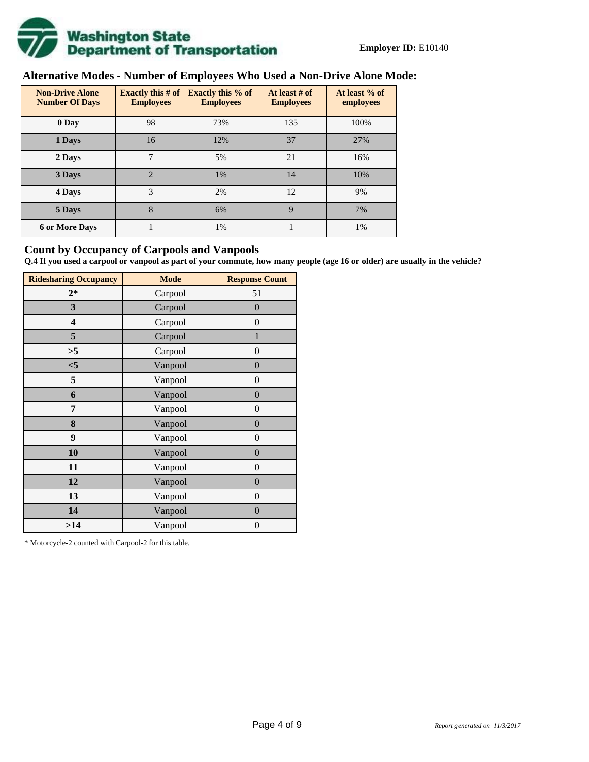**Employer ID:** E10140

## Alternative Modes - Number of Employees Who Used a Non-Drive Alone Mode:

| Non-Drive Alone Number Of Days | Exactly this # of Employees | Exactly this % of Employees | At least # of Employees | At least % of employees |
|---|---|---|---|---|
| **0 Day** | 98 | 73% | 135 | 100% |
| **1 Days** | 16 | 12% | 37 | 27% |
| **2 Days** | 7 | 5% | 21 | 16% |
| **3 Days** | 2 | 1% | 14 | 10% |
| **4 Days** | 3 | 2% | 12 | 9% |
| **5 Days** | 8 | 6% | 9 | 7% |
| **6 or More Days** | 1 | 1% | 1 | 1% |

## Count by Occupancy of Carpools and Vanpools

**Q.4 If you used a carpool or vanpool as part of your commute, how many people (age 16 or older) are usually in the vehicle?**

| Ridesharing Occupancy | Mode | Response Count |
|---|---|---|
| **2*** | Carpool | 51 |
| **3** | Carpool | 0 |
| **4** | Carpool | 0 |
| **5** | Carpool | 1 |
| **>5** | Carpool | 0 |
| **<5** | Vanpool | 0 |
| **5** | Vanpool | 0 |
| **6** | Vanpool | 0 |
| **7** | Vanpool | 0 |
| **8** | Vanpool | 0 |
| **9** | Vanpool | 0 |
| **10** | Vanpool | 0 |
| **11** | Vanpool | 0 |
| **12** | Vanpool | 0 |
| **13** | Vanpool | 0 |
| **14** | Vanpool | 0 |
| **>14** | Vanpool | 0 |

* Motorcycle-2 counted with Carpool-2 for this table.

*Report generated on 11/3/2017*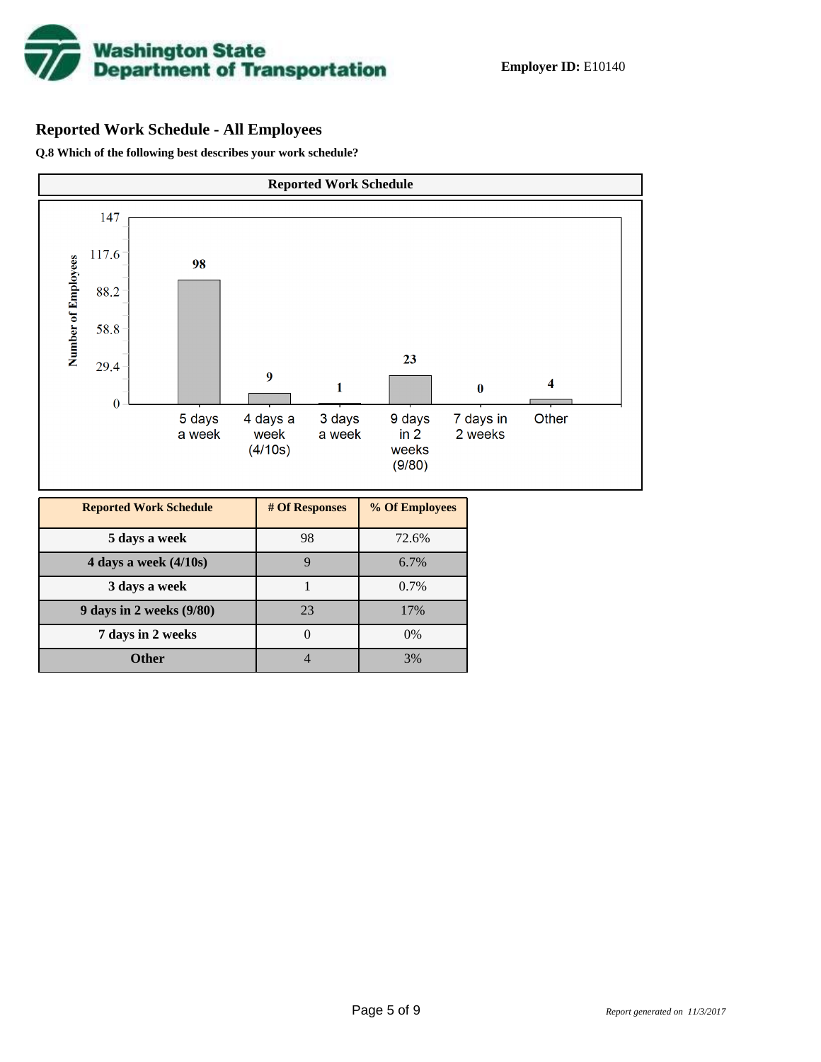**Employer ID:** E10140

## Reported Work Schedule - All Employees

**Q.8 Which of the following best describes your work schedule?**

**Reported Work Schedule**

| Reported Work Schedule | # Of Responses | % Of Employees |
|---|---|---|
| 5 days a week | 98 | 72.6% |
| 4 days a week (4/10s) | 9 | 6.7% |
| 3 days a week | 1 | 0.7% |
| 9 days in 2 weeks (9/80) | 23 | 17% |
| 7 days in 2 weeks | 0 | 0% |
| Other | 4 | 3% |

*Report generated on 11/3/2017*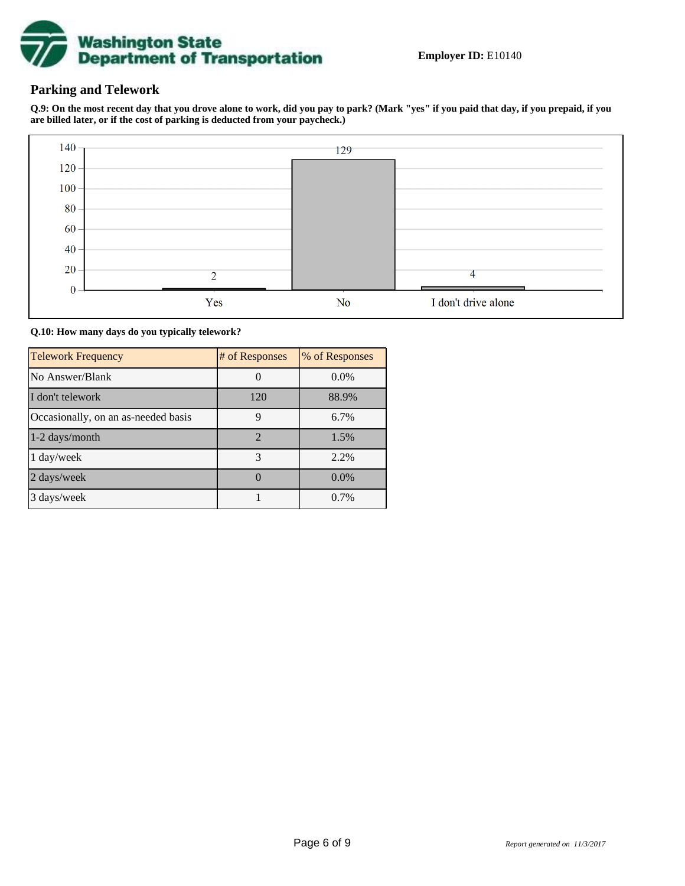**Employer ID:** E10140

## Parking and Telework

**Q.9: On the most recent day that you drove alone to work, did you pay to park? (Mark "yes" if you paid that day, if you prepaid, if you are billed later, or if the cost of parking is deducted from your paycheck.)**

| Response | Count |
|---|---|
| Yes | 2 |
| No | 129 |
| I don't drive alone | 4 |

**Q.10: How many days do you typically telework?**

| Telework Frequency | # of Responses | % of Responses |
|---|---|---|
| No Answer/Blank | 0 | 0.0% |
| I don't telework | 120 | 88.9% |
| Occasionally, on an as-needed basis | 9 | 6.7% |
| 1-2 days/month | 2 | 1.5% |
| 1 day/week | 3 | 2.2% |
| 2 days/week | 0 | 0.0% |
| 3 days/week | 1 | 0.7% |

*Report generated on 11/3/2017*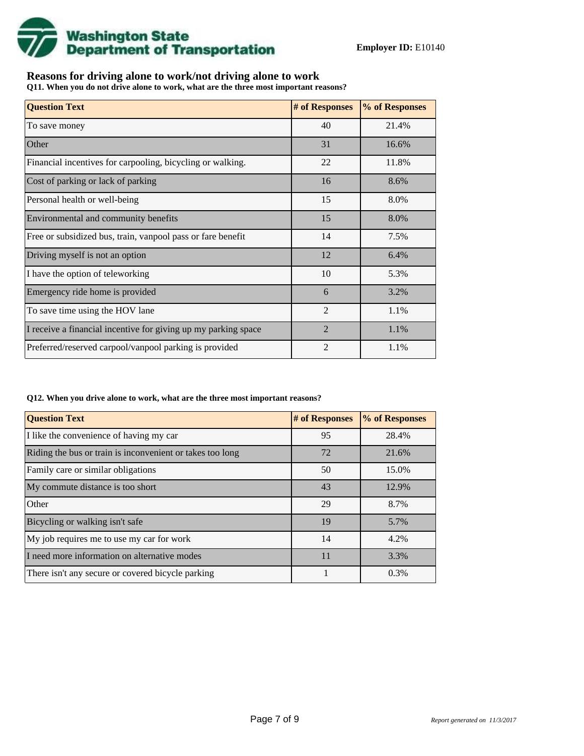**Employer ID:** E10140

## Reasons for driving alone to work/not driving alone to work

**Q11. When you do not drive alone to work, what are the three most important reasons?**

| Question Text | # of Responses | % of Responses |
|---|---|---|
| To save money | 40 | 21.4% |
| Other | 31 | 16.6% |
| Financial incentives for carpooling, bicycling or walking. | 22 | 11.8% |
| Cost of parking or lack of parking | 16 | 8.6% |
| Personal health or well-being | 15 | 8.0% |
| Environmental and community benefits | 15 | 8.0% |
| Free or subsidized bus, train, vanpool pass or fare benefit | 14 | 7.5% |
| Driving myself is not an option | 12 | 6.4% |
| I have the option of teleworking | 10 | 5.3% |
| Emergency ride home is provided | 6 | 3.2% |
| To save time using the HOV lane | 2 | 1.1% |
| I receive a financial incentive for giving up my parking space | 2 | 1.1% |
| Preferred/reserved carpool/vanpool parking is provided | 2 | 1.1% |

**Q12. When you drive alone to work, what are the three most important reasons?**

| Question Text | # of Responses | % of Responses |
|---|---|---|
| I like the convenience of having my car | 95 | 28.4% |
| Riding the bus or train is inconvenient or takes too long | 72 | 21.6% |
| Family care or similar obligations | 50 | 15.0% |
| My commute distance is too short | 43 | 12.9% |
| Other | 29 | 8.7% |
| Bicycling or walking isn't safe | 19 | 5.7% |
| My job requires me to use my car for work | 14 | 4.2% |
| I need more information on alternative modes | 11 | 3.3% |
| There isn't any secure or covered bicycle parking | 1 | 0.3% |

*Report generated on 11/3/2017*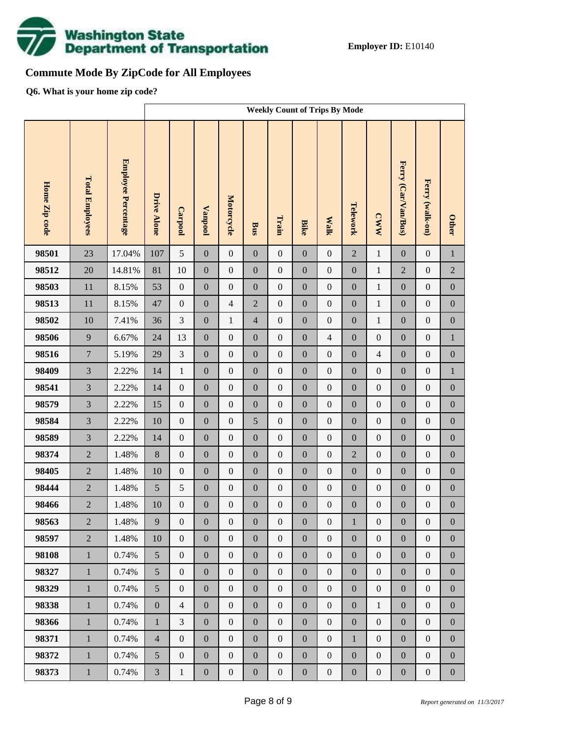**Employer ID:** E10140

## Commute Mode By ZipCode for All Employees

**Q6. What is your home zip code?**

| | | | Weekly Count of Trips By Mode | | | | | | | | | | | | |
|---|---|---|---|---|---|---|---|---|---|---|---|---|---|---|---|
| Home Zip code | Total Employees | Employee Percentage | Drive Alone | Carpool | Vanpool | Motorcycle | Bus | Train | Bike | Walk | Telework | CWW | Ferry (Car/Van/Bus) | Ferry (walk-on) | Other |
| 98501 | 23 | 17.04% | 107 | 5 | 0 | 0 | 0 | 0 | 0 | 0 | 2 | 1 | 0 | 0 | 1 |
| 98512 | 20 | 14.81% | 81 | 10 | 0 | 0 | 0 | 0 | 0 | 0 | 0 | 1 | 2 | 0 | 2 |
| 98503 | 11 | 8.15% | 53 | 0 | 0 | 0 | 0 | 0 | 0 | 0 | 0 | 1 | 0 | 0 | 0 |
| 98513 | 11 | 8.15% | 47 | 0 | 0 | 4 | 2 | 0 | 0 | 0 | 0 | 1 | 0 | 0 | 0 |
| 98502 | 10 | 7.41% | 36 | 3 | 0 | 1 | 4 | 0 | 0 | 0 | 0 | 1 | 0 | 0 | 0 |
| 98506 | 9 | 6.67% | 24 | 13 | 0 | 0 | 0 | 0 | 0 | 4 | 0 | 0 | 0 | 0 | 1 |
| 98516 | 7 | 5.19% | 29 | 3 | 0 | 0 | 0 | 0 | 0 | 0 | 0 | 4 | 0 | 0 | 0 |
| 98409 | 3 | 2.22% | 14 | 1 | 0 | 0 | 0 | 0 | 0 | 0 | 0 | 0 | 0 | 0 | 1 |
| 98541 | 3 | 2.22% | 14 | 0 | 0 | 0 | 0 | 0 | 0 | 0 | 0 | 0 | 0 | 0 | 0 |
| 98579 | 3 | 2.22% | 15 | 0 | 0 | 0 | 0 | 0 | 0 | 0 | 0 | 0 | 0 | 0 | 0 |
| 98584 | 3 | 2.22% | 10 | 0 | 0 | 0 | 5 | 0 | 0 | 0 | 0 | 0 | 0 | 0 | 0 |
| 98589 | 3 | 2.22% | 14 | 0 | 0 | 0 | 0 | 0 | 0 | 0 | 0 | 0 | 0 | 0 | 0 |
| 98374 | 2 | 1.48% | 8 | 0 | 0 | 0 | 0 | 0 | 0 | 0 | 2 | 0 | 0 | 0 | 0 |
| 98405 | 2 | 1.48% | 10 | 0 | 0 | 0 | 0 | 0 | 0 | 0 | 0 | 0 | 0 | 0 | 0 |
| 98444 | 2 | 1.48% | 5 | 5 | 0 | 0 | 0 | 0 | 0 | 0 | 0 | 0 | 0 | 0 | 0 |
| 98466 | 2 | 1.48% | 10 | 0 | 0 | 0 | 0 | 0 | 0 | 0 | 0 | 0 | 0 | 0 | 0 |
| 98563 | 2 | 1.48% | 9 | 0 | 0 | 0 | 0 | 0 | 0 | 0 | 1 | 0 | 0 | 0 | 0 |
| 98597 | 2 | 1.48% | 10 | 0 | 0 | 0 | 0 | 0 | 0 | 0 | 0 | 0 | 0 | 0 | 0 |
| 98108 | 1 | 0.74% | 5 | 0 | 0 | 0 | 0 | 0 | 0 | 0 | 0 | 0 | 0 | 0 | 0 |
| 98327 | 1 | 0.74% | 5 | 0 | 0 | 0 | 0 | 0 | 0 | 0 | 0 | 0 | 0 | 0 | 0 |
| 98329 | 1 | 0.74% | 5 | 0 | 0 | 0 | 0 | 0 | 0 | 0 | 0 | 0 | 0 | 0 | 0 |
| 98338 | 1 | 0.74% | 0 | 4 | 0 | 0 | 0 | 0 | 0 | 0 | 0 | 1 | 0 | 0 | 0 |
| 98366 | 1 | 0.74% | 1 | 3 | 0 | 0 | 0 | 0 | 0 | 0 | 0 | 0 | 0 | 0 | 0 |
| 98371 | 1 | 0.74% | 4 | 0 | 0 | 0 | 0 | 0 | 0 | 0 | 1 | 0 | 0 | 0 | 0 |
| 98372 | 1 | 0.74% | 5 | 0 | 0 | 0 | 0 | 0 | 0 | 0 | 0 | 0 | 0 | 0 | 0 |
| 98373 | 1 | 0.74% | 3 | 1 | 0 | 0 | 0 | 0 | 0 | 0 | 0 | 0 | 0 | 0 | 0 |

*Report generated on 11/3/2017*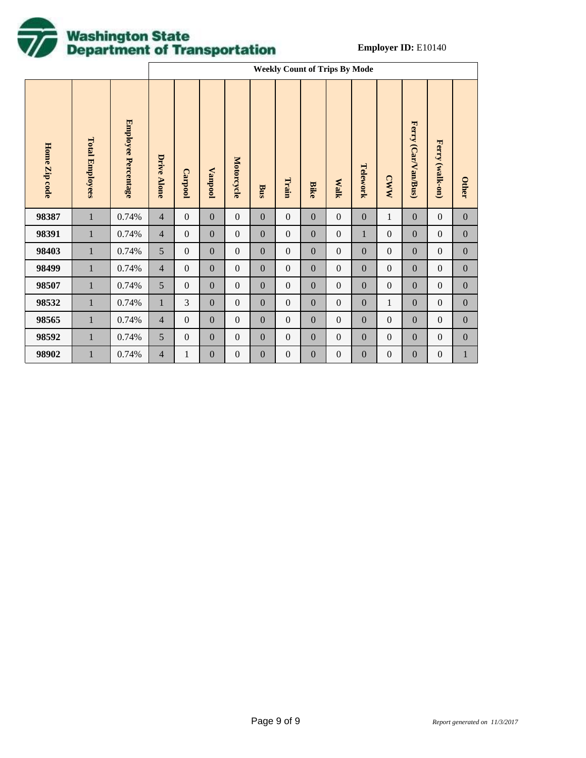# Washington State Department of Transportation

**Employer ID:** E10140

| Home Zip code | Total Employees | Employee Percentage | Weekly Count of Trips By Mode | | | | | | | | | | | | |
|---|---|---|---|---|---|---|---|---|---|---|---|---|---|---|---|
| | | | Drive Alone | Carpool | Vanpool | Motorcycle | Bus | Train | Bike | Walk | Telework | CWW | Ferry (Car/Van/Bus) | Ferry (walk-on) | Other |
| 98387 | 1 | 0.74% | 4 | 0 | 0 | 0 | 0 | 0 | 0 | 0 | 0 | 1 | 0 | 0 | 0 |
| 98391 | 1 | 0.74% | 4 | 0 | 0 | 0 | 0 | 0 | 0 | 0 | 1 | 0 | 0 | 0 | 0 |
| 98403 | 1 | 0.74% | 5 | 0 | 0 | 0 | 0 | 0 | 0 | 0 | 0 | 0 | 0 | 0 | 0 |
| 98499 | 1 | 0.74% | 4 | 0 | 0 | 0 | 0 | 0 | 0 | 0 | 0 | 0 | 0 | 0 | 0 |
| 98507 | 1 | 0.74% | 5 | 0 | 0 | 0 | 0 | 0 | 0 | 0 | 0 | 0 | 0 | 0 | 0 |
| 98532 | 1 | 0.74% | 1 | 3 | 0 | 0 | 0 | 0 | 0 | 0 | 0 | 1 | 0 | 0 | 0 |
| 98565 | 1 | 0.74% | 4 | 0 | 0 | 0 | 0 | 0 | 0 | 0 | 0 | 0 | 0 | 0 | 0 |
| 98592 | 1 | 0.74% | 5 | 0 | 0 | 0 | 0 | 0 | 0 | 0 | 0 | 0 | 0 | 0 | 0 |
| 98902 | 1 | 0.74% | 4 | 1 | 0 | 0 | 0 | 0 | 0 | 0 | 0 | 0 | 0 | 0 | 1 |

*Report generated on 11/3/2017*